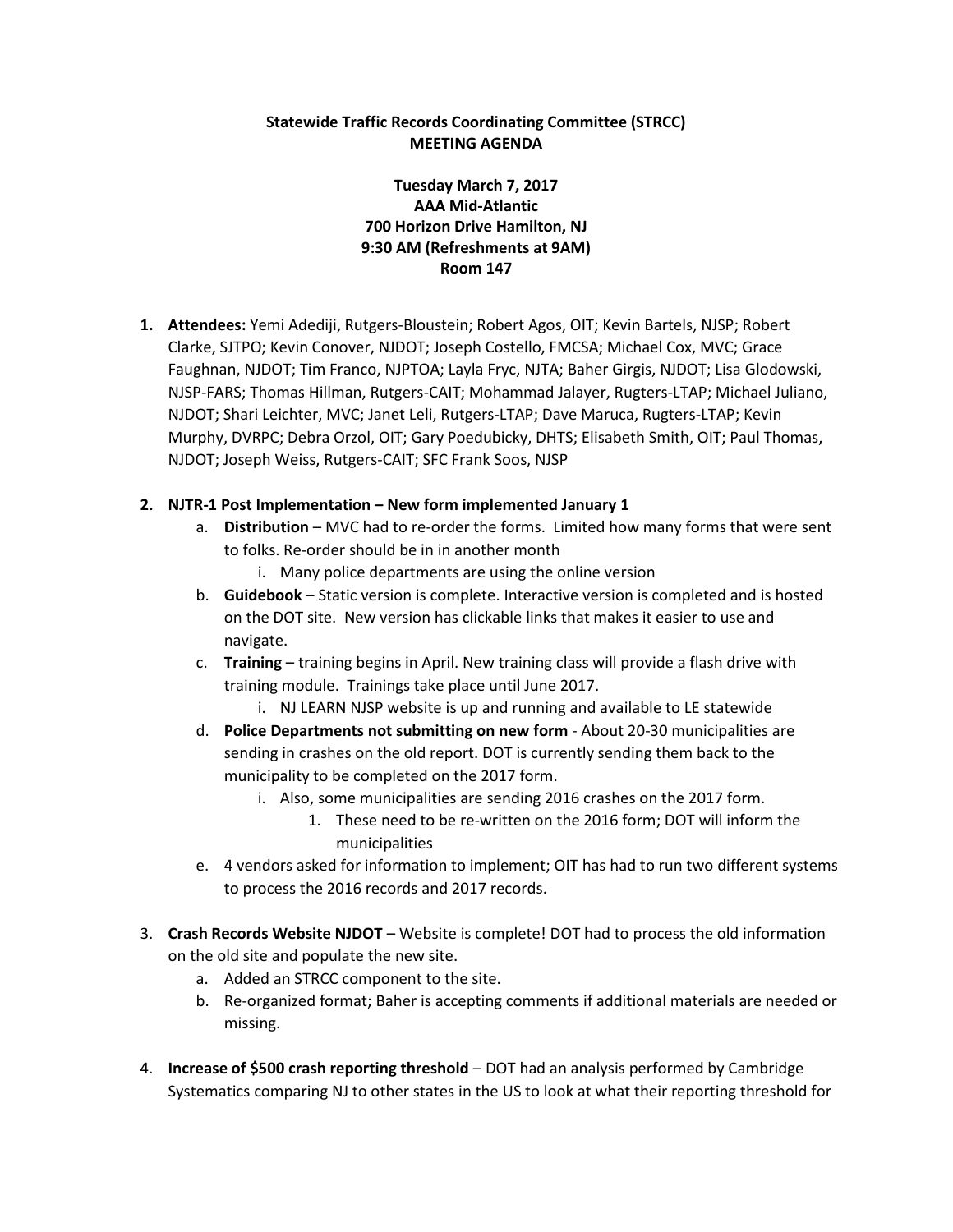**Statewide Traffic Records Coordinating Committee (STRCC)**
**MEETING AGENDA**

**Tuesday March 7, 2017**
**AAA Mid-Atlantic**
**700 Horizon Drive Hamilton, NJ**
**9:30 AM (Refreshments at 9AM)**
**Room 147**

1. **Attendees:** Yemi Adediji, Rutgers-Bloustein; Robert Agos, OIT; Kevin Bartels, NJSP; Robert Clarke, SJTPO; Kevin Conover, NJDOT; Joseph Costello, FMCSA; Michael Cox, MVC; Grace Faughnan, NJDOT; Tim Franco, NJPTOA; Layla Fryc, NJTA; Baher Girgis, NJDOT; Lisa Glodowski, NJSP-FARS; Thomas Hillman, Rutgers-CAIT; Mohammad Jalayer, Rugters-LTAP; Michael Juliano, NJDOT; Shari Leichter, MVC; Janet Leli, Rutgers-LTAP; Dave Maruca, Rugters-LTAP; Kevin Murphy, DVRPC; Debra Orzol, OIT; Gary Poedubicky, DHTS; Elisabeth Smith, OIT; Paul Thomas, NJDOT; Joseph Weiss, Rutgers-CAIT; SFC Frank Soos, NJSP

2. **NJTR-1 Post Implementation – New form implemented January 1**
   a. **Distribution** – MVC had to re-order the forms. Limited how many forms that were sent to folks. Re-order should be in in another month
      i. Many police departments are using the online version
   b. **Guidebook** – Static version is complete. Interactive version is completed and is hosted on the DOT site. New version has clickable links that makes it easier to use and navigate.
   c. **Training** – training begins in April. New training class will provide a flash drive with training module. Trainings take place until June 2017.
      i. NJ LEARN NJSP website is up and running and available to LE statewide
   d. **Police Departments not submitting on new form** - About 20-30 municipalities are sending in crashes on the old report. DOT is currently sending them back to the municipality to be completed on the 2017 form.
      i. Also, some municipalities are sending 2016 crashes on the 2017 form.
         1. These need to be re-written on the 2016 form; DOT will inform the municipalities
   e. 4 vendors asked for information to implement; OIT has had to run two different systems to process the 2016 records and 2017 records.

3. **Crash Records Website NJDOT** – Website is complete! DOT had to process the old information on the old site and populate the new site.
   a. Added an STRCC component to the site.
   b. Re-organized format; Baher is accepting comments if additional materials are needed or missing.

4. **Increase of $500 crash reporting threshold** – DOT had an analysis performed by Cambridge Systematics comparing NJ to other states in the US to look at what their reporting threshold for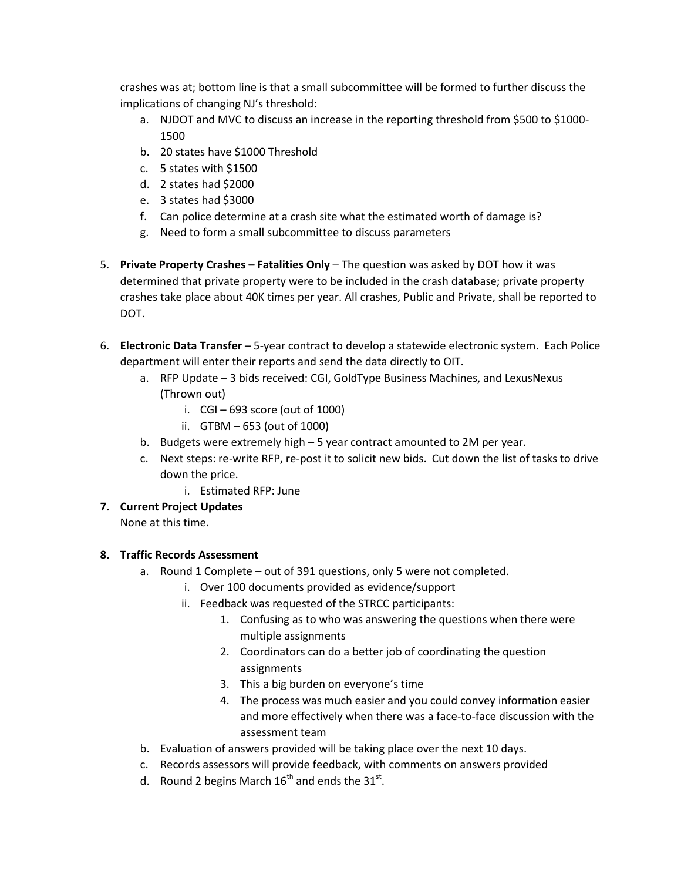crashes was at; bottom line is that a small subcommittee will be formed to further discuss the implications of changing NJ's threshold:

   a. NJDOT and MVC to discuss an increase in the reporting threshold from $500 to $1000-1500
   b. 20 states have $1000 Threshold
   c. 5 states with $1500
   d. 2 states had $2000
   e. 3 states had $3000
   f. Can police determine at a crash site what the estimated worth of damage is?
   g. Need to form a small subcommittee to discuss parameters

5. **Private Property Crashes – Fatalities Only** – The question was asked by DOT how it was determined that private property were to be included in the crash database; private property crashes take place about 40K times per year. All crashes, Public and Private, shall be reported to DOT.

6. **Electronic Data Transfer** – 5-year contract to develop a statewide electronic system. Each Police department will enter their reports and send the data directly to OIT.
   a. RFP Update – 3 bids received: CGI, GoldType Business Machines, and LexusNexus (Thrown out)
      i. CGI – 693 score (out of 1000)
      ii. GTBM – 653 (out of 1000)
   b. Budgets were extremely high – 5 year contract amounted to 2M per year.
   c. Next steps: re-write RFP, re-post it to solicit new bids. Cut down the list of tasks to drive down the price.
      i. Estimated RFP: June

7. **Current Project Updates**
   None at this time.

8. **Traffic Records Assessment**
   a. Round 1 Complete – out of 391 questions, only 5 were not completed.
      i. Over 100 documents provided as evidence/support
      ii. Feedback was requested of the STRCC participants:
         1. Confusing as to who was answering the questions when there were multiple assignments
         2. Coordinators can do a better job of coordinating the question assignments
         3. This a big burden on everyone's time
         4. The process was much easier and you could convey information easier and more effectively when there was a face-to-face discussion with the assessment team
   b. Evaluation of answers provided will be taking place over the next 10 days.
   c. Records assessors will provide feedback, with comments on answers provided
   d. Round 2 begins March 16th and ends the 31st.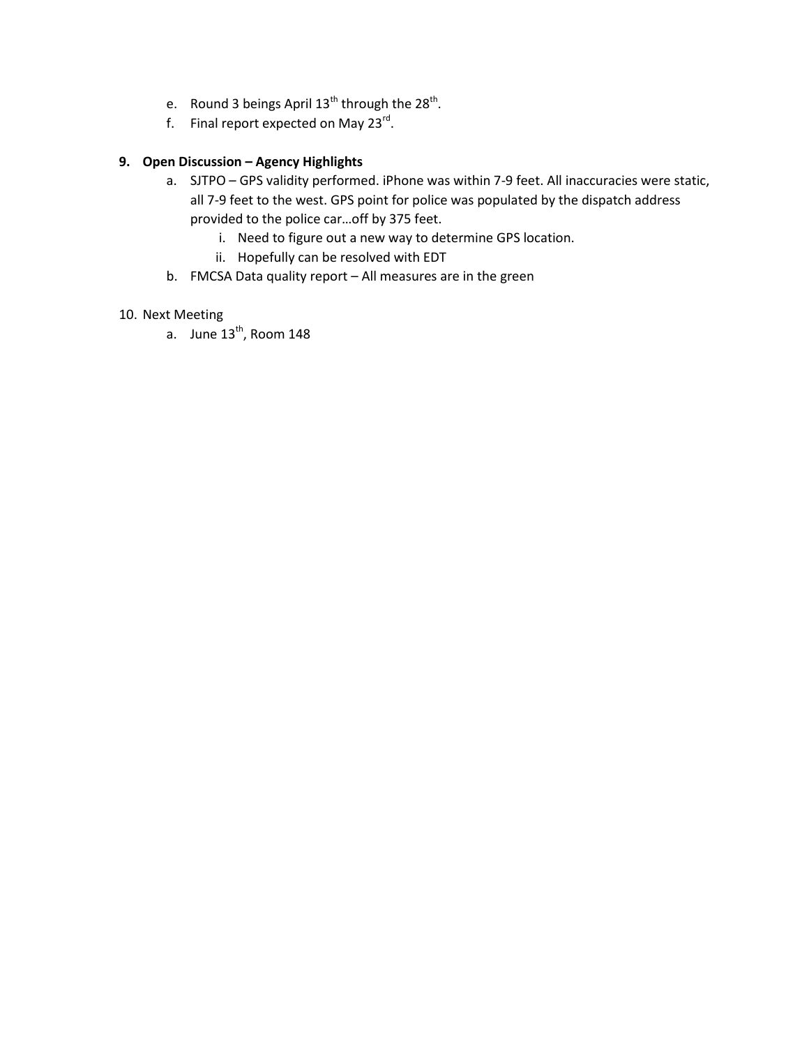e. Round 3 beings April 13th through the 28th.
f. Final report expected on May 23rd.

**9. Open Discussion – Agency Highlights**

a. SJTPO – GPS validity performed. iPhone was within 7-9 feet. All inaccuracies were static, all 7-9 feet to the west. GPS point for police was populated by the dispatch address provided to the police car…off by 375 feet.
    i. Need to figure out a new way to determine GPS location.
    ii. Hopefully can be resolved with EDT
b. FMCSA Data quality report – All measures are in the green

10. Next Meeting

a. June 13th, Room 148